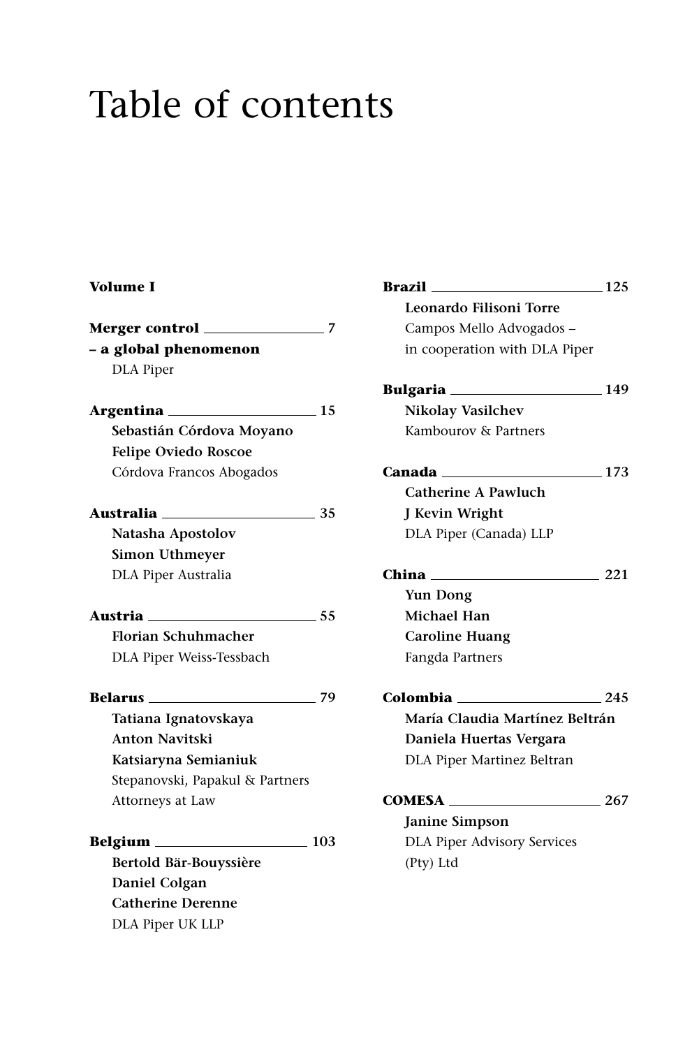# Table of contents

**Volume I**

**Merger control – a global phenomenon** 7
DLA Piper

**Argentina** 15
**Sebastián Córdova Moyano**
**Felipe Oviedo Roscoe**
Córdova Francos Abogados

**Australia** 35
**Natasha Apostolov**
**Simon Uthmeyer**
DLA Piper Australia

**Austria** 55
**Florian Schuhmacher**
DLA Piper Weiss-Tessbach

**Belarus** 79
**Tatiana Ignatovskaya**
**Anton Navitski**
**Katsiaryna Semianiuk**
Stepanovski, Papakul & Partners Attorneys at Law

**Belgium** 103
**Bertold Bär-Bouyssière**
**Daniel Colgan**
**Catherine Derenne**
DLA Piper UK LLP

**Brazil** 125
**Leonardo Filisoni Torre**
Campos Mello Advogados – in cooperation with DLA Piper

**Bulgaria** 149
**Nikolay Vasilchev**
Kambourov & Partners

**Canada** 173
**Catherine A Pawluch**
**J Kevin Wright**
DLA Piper (Canada) LLP

**China** 221
**Yun Dong**
**Michael Han**
**Caroline Huang**
Fangda Partners

**Colombia** 245
**María Claudia Martínez Beltrán**
**Daniela Huertas Vergara**
DLA Piper Martinez Beltran

**COMESA** 267
**Janine Simpson**
DLA Piper Advisory Services (Pty) Ltd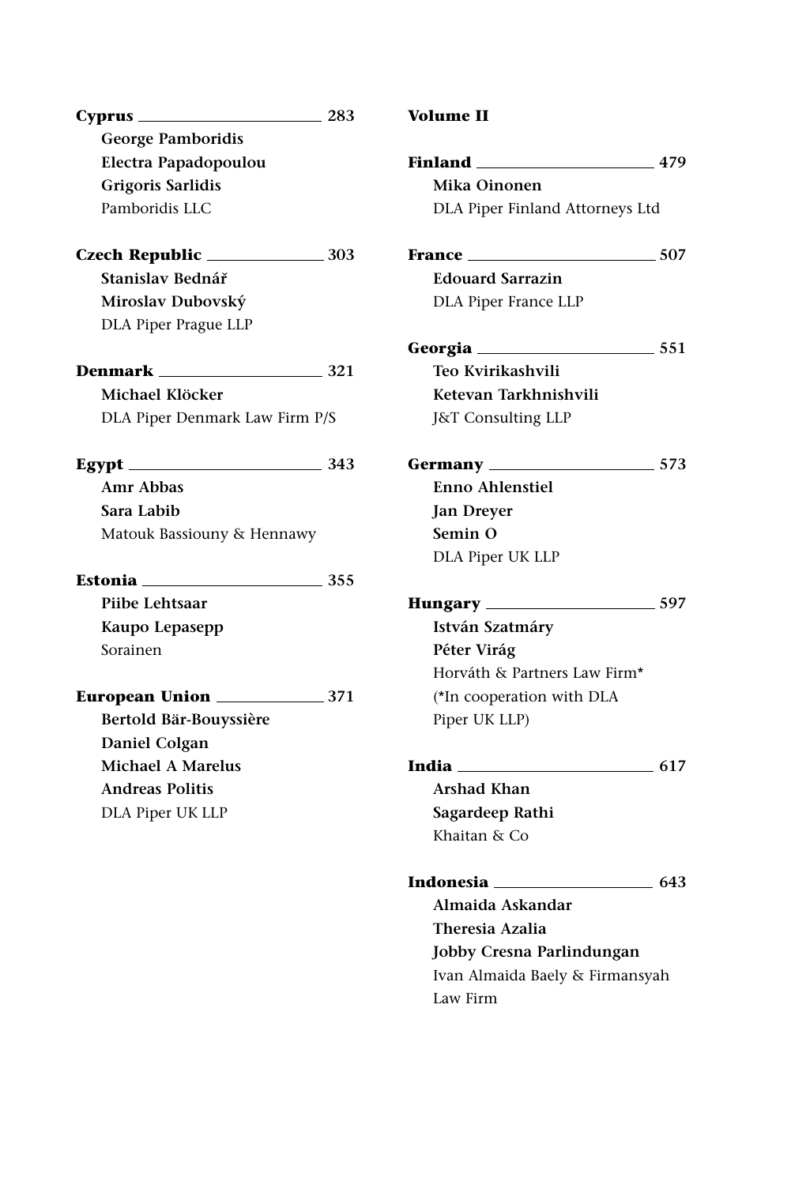**Cyprus** 283

**George Pamboridis**
**Electra Papadopoulou**
**Grigoris Sarlidis**
Pamboridis LLC

**Czech Republic** 303

**Stanislav Bednář**
**Miroslav Dubovský**
DLA Piper Prague LLP

**Denmark** 321

**Michael Klöcker**
DLA Piper Denmark Law Firm P/S

**Egypt** 343

**Amr Abbas**
**Sara Labib**
Matouk Bassiouny & Hennawy

**Estonia** 355

**Piibe Lehtsaar**
**Kaupo Lepasepp**
Sorainen

**European Union** 371

**Bertold Bär-Bouyssière**
**Daniel Colgan**
**Michael A Marelus**
**Andreas Politis**
DLA Piper UK LLP

**Volume II**

**Finland** 479

**Mika Oinonen**
DLA Piper Finland Attorneys Ltd

**France** 507

**Edouard Sarrazin**
DLA Piper France LLP

**Georgia** 551

**Teo Kvirikashvili**
**Ketevan Tarkhnishvili**
J&T Consulting LLP

**Germany** 573

**Enno Ahlenstiel**
**Jan Dreyer**
**Semin O**
DLA Piper UK LLP

**Hungary** 597

**István Szatmáry**
**Péter Virág**
Horváth & Partners Law Firm*
(*In cooperation with DLA Piper UK LLP)

**India** 617

**Arshad Khan**
**Sagardeep Rathi**
Khaitan & Co

**Indonesia** 643

**Almaida Askandar**
**Theresia Azalia**
**Jobby Cresna Parlindungan**
Ivan Almaida Baely & Firmansyah Law Firm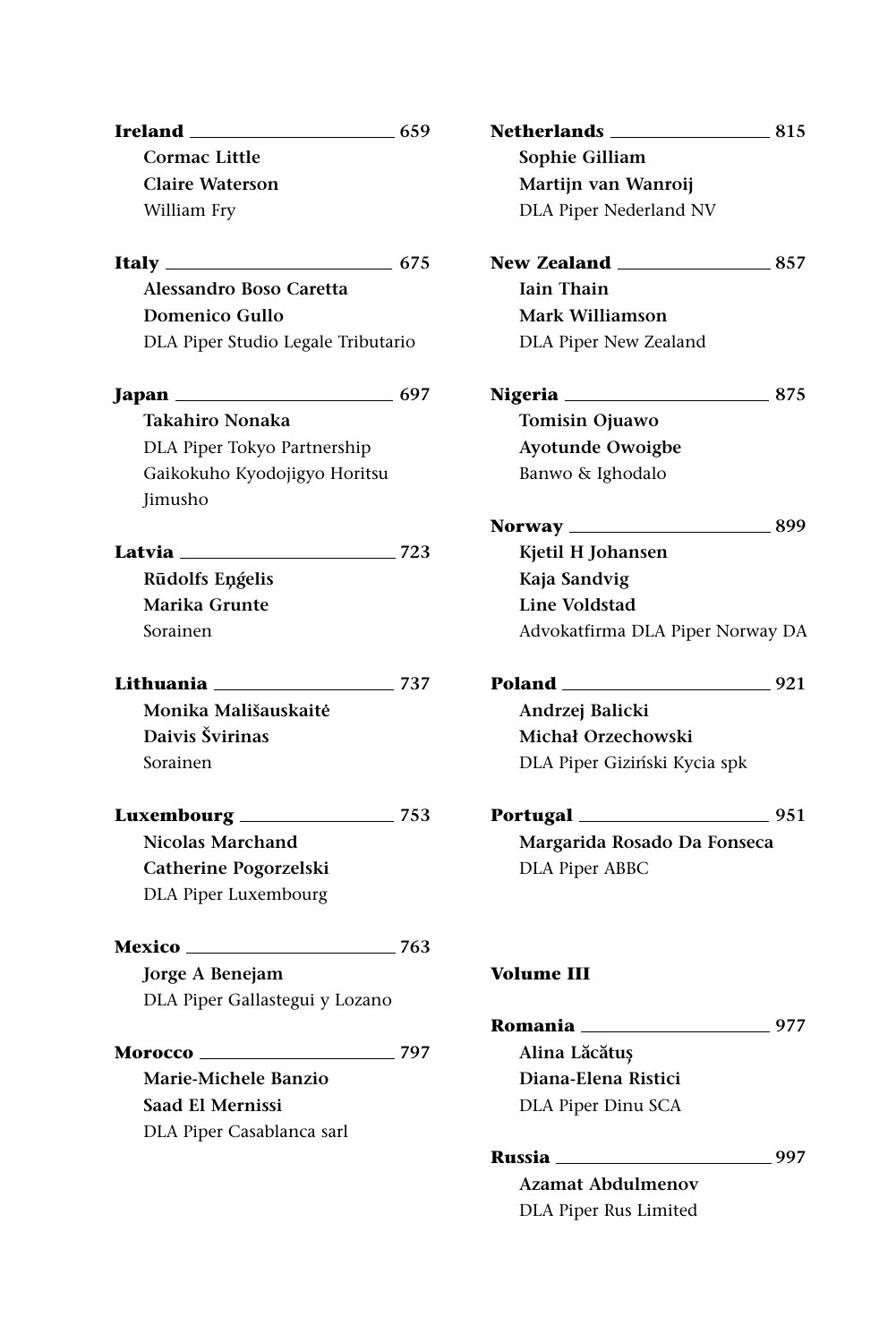**Ireland** 659
**Cormac Little**
**Claire Waterson**
William Fry

**Italy** 675
**Alessandro Boso Caretta**
**Domenico Gullo**
DLA Piper Studio Legale Tributario

**Japan** 697
**Takahiro Nonaka**
DLA Piper Tokyo Partnership
Gaikokuho Kyodojigyo Horitsu Jimusho

**Latvia** 723
**Rūdolfs Eņģelis**
**Marika Grunte**
Sorainen

**Lithuania** 737
**Monika Mališauskaitė**
**Daivis Švirinas**
Sorainen

**Luxembourg** 753
**Nicolas Marchand**
**Catherine Pogorzelski**
DLA Piper Luxembourg

**Mexico** 763
**Jorge A Benejam**
DLA Piper Gallastegui y Lozano

**Morocco** 797
**Marie-Michele Banzio**
**Saad El Mernissi**
DLA Piper Casablanca sarl

**Netherlands** 815
**Sophie Gilliam**
**Martijn van Wanroij**
DLA Piper Nederland NV

**New Zealand** 857
**Iain Thain**
**Mark Williamson**
DLA Piper New Zealand

**Nigeria** 875
**Tomisin Ojuawo**
**Ayotunde Owoigbe**
Banwo & Ighodalo

**Norway** 899
**Kjetil H Johansen**
**Kaja Sandvig**
**Line Voldstad**
Advokatfirma DLA Piper Norway DA

**Poland** 921
**Andrzej Balicki**
**Michał Orzechowski**
DLA Piper Giziński Kycia spk

**Portugal** 951
**Margarida Rosado Da Fonseca**
DLA Piper ABBC

**Volume III**

**Romania** 977
**Alina Lăcătuș**
**Diana-Elena Ristici**
DLA Piper Dinu SCA

**Russia** 997
**Azamat Abdulmenov**
DLA Piper Rus Limited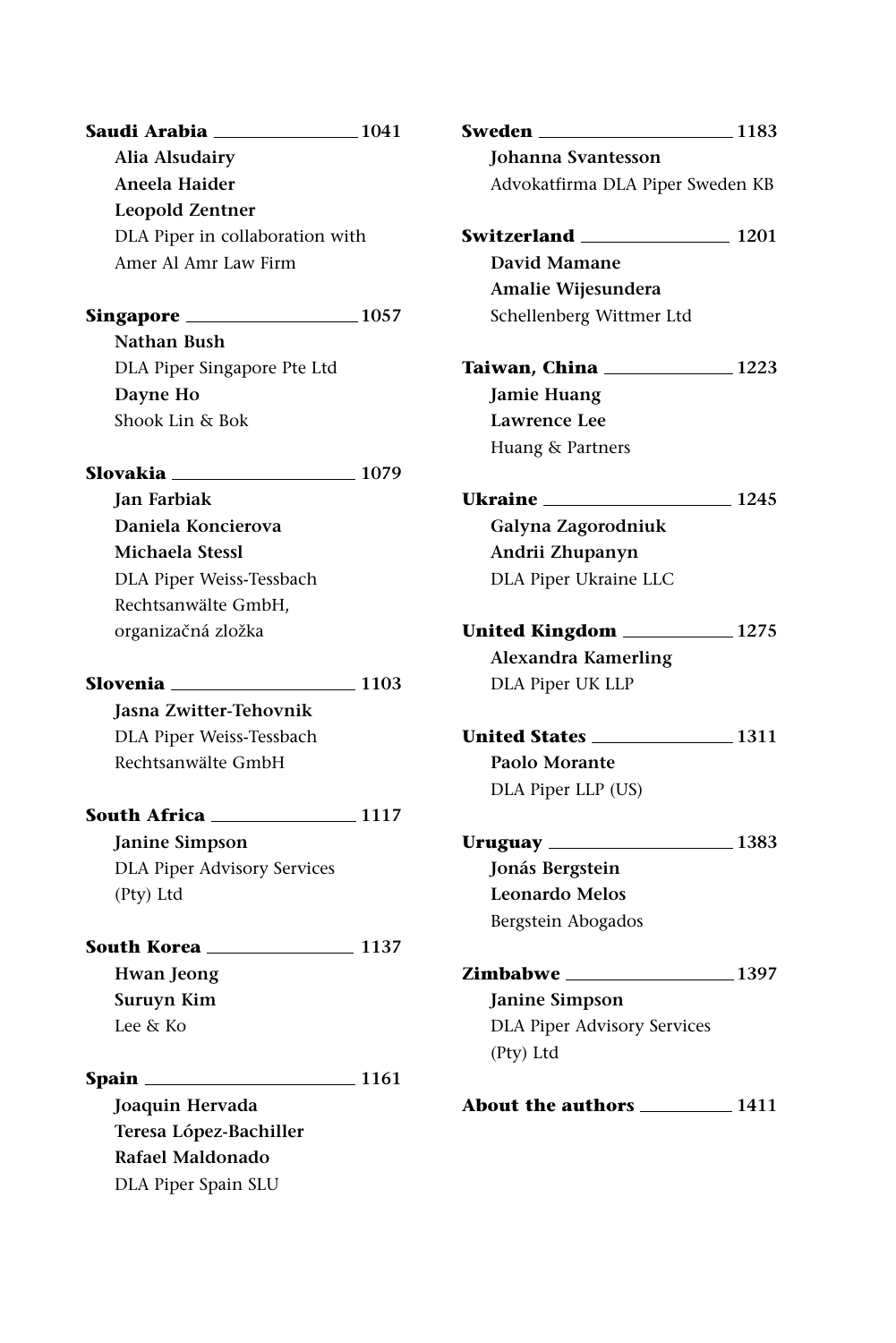**Saudi Arabia** ____________ 1041

**Alia Alsudairy**
**Aneela Haider**
**Leopold Zentner**
DLA Piper in collaboration with Amer Al Amr Law Firm

**Singapore** ____________ 1057

**Nathan Bush**
DLA Piper Singapore Pte Ltd
**Dayne Ho**
Shook Lin & Bok

**Slovakia** ____________ 1079

**Jan Farbiak**
**Daniela Koncierova**
**Michaela Stessl**
DLA Piper Weiss-Tessbach Rechtsanwälte GmbH, organizačná zložka

**Slovenia** ____________ 1103

**Jasna Zwitter-Tehovnik**
DLA Piper Weiss-Tessbach Rechtsanwälte GmbH

**South Africa** ____________ 1117

**Janine Simpson**
DLA Piper Advisory Services (Pty) Ltd

**South Korea** ____________ 1137

**Hwan Jeong**
**Suruyn Kim**
Lee & Ko

**Spain** ____________ 1161

**Joaquin Hervada**
**Teresa López-Bachiller**
**Rafael Maldonado**
DLA Piper Spain SLU

**Sweden** ____________ 1183

**Johanna Svantesson**
Advokatfirma DLA Piper Sweden KB

**Switzerland** ____________ 1201

**David Mamane**
**Amalie Wijesundera**
Schellenberg Wittmer Ltd

**Taiwan, China** ____________ 1223

**Jamie Huang**
**Lawrence Lee**
Huang & Partners

**Ukraine** ____________ 1245

**Galyna Zagorodniuk**
**Andrii Zhupanyn**
DLA Piper Ukraine LLC

**United Kingdom** ____________ 1275

**Alexandra Kamerling**
DLA Piper UK LLP

**United States** ____________ 1311

**Paolo Morante**
DLA Piper LLP (US)

**Uruguay** ____________ 1383

**Jonás Bergstein**
**Leonardo Melos**
Bergstein Abogados

**Zimbabwe** ____________ 1397

**Janine Simpson**
DLA Piper Advisory Services (Pty) Ltd

**About the authors** ____________ 1411